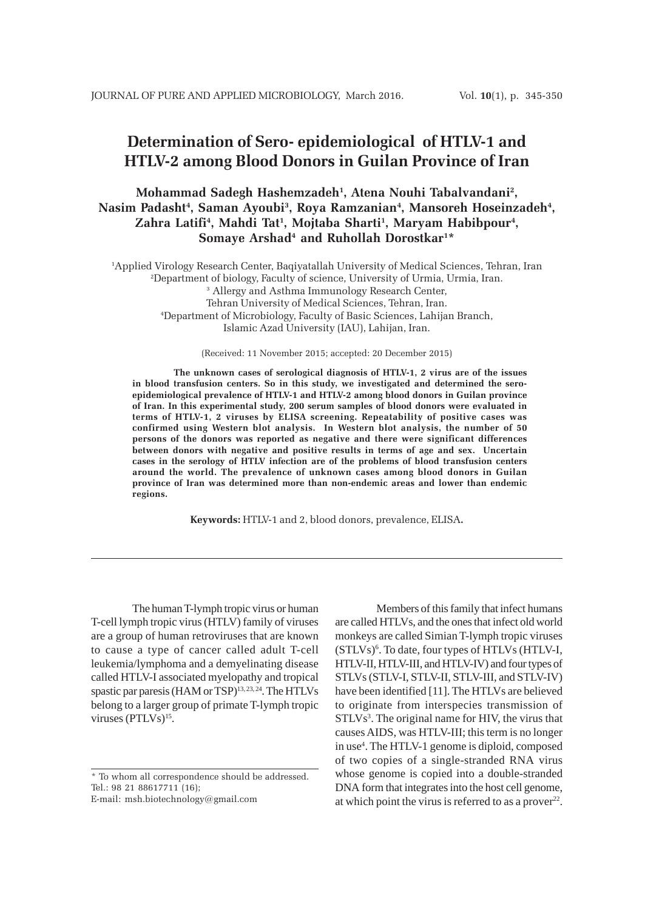# Determination of Sero- epidemiological of HTLV-1 and HTLV-2 among Blood Donors in Guilan Province of Iran

**Mohammad Sadegh Hashemzadeh[1], Atena Nouhi Tabalvandani[2], Nasim Padasht[4], Saman Ayoubi[3], Roya Ramzanian[4], Mansoreh Hoseinzadeh[4], Zahra Latifi[4], Mahdi Tat[1], Mojtaba Sharti[1], Maryam Habibpour[4], Somaye Arshad[4] and Ruhollah Dorostkar[1]***

[1]Applied Virology Research Center, Baqiyatallah University of Medical Sciences, Tehran, Iran
[2]Department of biology, Faculty of science, University of Urmia, Urmia, Iran.
[3] Allergy and Asthma Immunology Research Center, Tehran University of Medical Sciences, Tehran, Iran.
[4]Department of Microbiology, Faculty of Basic Sciences, Lahijan Branch, Islamic Azad University (IAU), Lahijan, Iran.

(Received: 11 November 2015; accepted: 20 December 2015)

**The unknown cases of serological diagnosis of HTLV-1, 2 virus are of the issues in blood transfusion centers. So in this study, we investigated and determined the sero-epidemiological prevalence of HTLV-1 and HTLV-2 among blood donors in Guilan province of Iran. In this experimental study, 200 serum samples of blood donors were evaluated in terms of HTLV-1, 2 viruses by ELISA screening. Repeatability of positive cases was confirmed using Western blot analysis. In Western blot analysis, the number of 50 persons of the donors was reported as negative and there were significant differences between donors with negative and positive results in terms of age and sex. Uncertain cases in the serology of HTLV infection are of the problems of blood transfusion centers around the world. The prevalence of unknown cases among blood donors in Guilan province of Iran was determined more than non-endemic areas and lower than endemic regions.**

**Keywords:** HTLV-1 and 2, blood donors, prevalence, ELISA**.**

The human T-lymph tropic virus or human T-cell lymph tropic virus (HTLV) family of viruses are a group of human retroviruses that are known to cause a type of cancer called adult T-cell leukemia/lymphoma and a demyelinating disease called HTLV-I associated myelopathy and tropical spastic par paresis (HAM or TSP)[13, 23, 24]. The HTLVs belong to a larger group of primate T-lymph tropic viruses (PTLVs)[15].

Members of this family that infect humans are called HTLVs, and the ones that infect old world monkeys are called Simian T-lymph tropic viruses (STLVs)[6]. To date, four types of HTLVs (HTLV-I, HTLV-II, HTLV-III, and HTLV-IV) and four types of STLVs (STLV-I, STLV-II, STLV-III, and STLV-IV) have been identified [11]. The HTLVs are believed to originate from interspecies transmission of STLVs[3]. The original name for HIV, the virus that causes AIDS, was HTLV-III; this term is no longer in use[4]. The HTLV-1 genome is diploid, composed of two copies of a single-stranded RNA virus whose genome is copied into a double-stranded DNA form that integrates into the host cell genome, at which point the virus is referred to as a prover[22].

* To whom all correspondence should be addressed.
Tel.: 98 21 88617711 (16);
E-mail: msh.biotechnology@gmail.com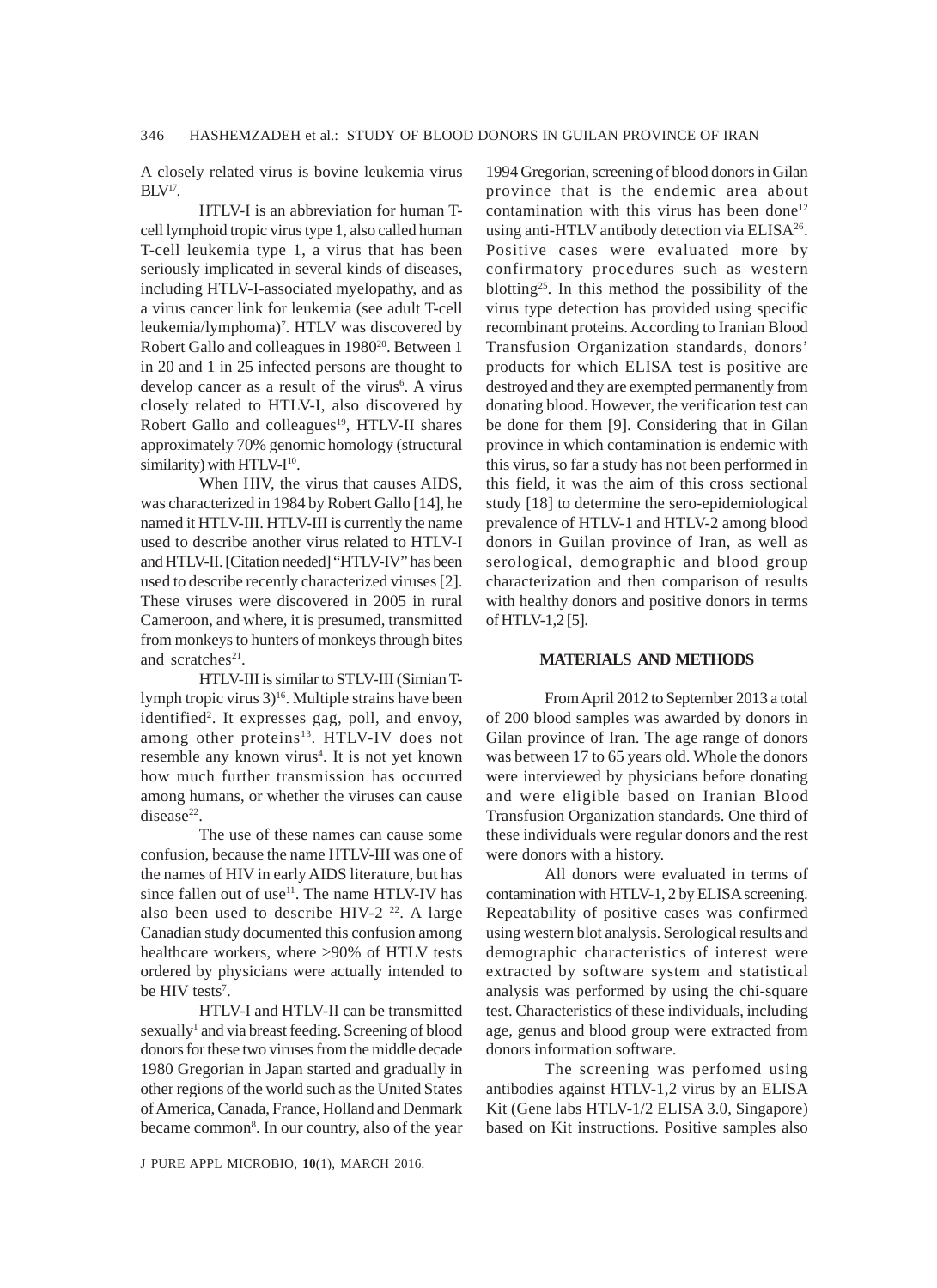A closely related virus is bovine leukemia virus BLV[17].

HTLV-I is an abbreviation for human T-cell lymphoid tropic virus type 1, also called human T-cell leukemia type 1, a virus that has been seriously implicated in several kinds of diseases, including HTLV-I-associated myelopathy, and as a virus cancer link for leukemia (see adult T-cell leukemia/lymphoma)[7]. HTLV was discovered by Robert Gallo and colleagues in 1980[20]. Between 1 in 20 and 1 in 25 infected persons are thought to develop cancer as a result of the virus[6]. A virus closely related to HTLV-I, also discovered by Robert Gallo and colleagues[19], HTLV-II shares approximately 70% genomic homology (structural similarity) with HTLV-I[10].

When HIV, the virus that causes AIDS, was characterized in 1984 by Robert Gallo [14], he named it HTLV-III. HTLV-III is currently the name used to describe another virus related to HTLV-I and HTLV-II. [Citation needed] "HTLV-IV" has been used to describe recently characterized viruses [2]. These viruses were discovered in 2005 in rural Cameroon, and where, it is presumed, transmitted from monkeys to hunters of monkeys through bites and scratches[21].

HTLV-III is similar to STLV-III (Simian T-lymph tropic virus 3)[16]. Multiple strains have been identified[2]. It expresses gag, poll, and envoy, among other proteins[13]. HTLV-IV does not resemble any known virus[4]. It is not yet known how much further transmission has occurred among humans, or whether the viruses can cause disease[22].

The use of these names can cause some confusion, because the name HTLV-III was one of the names of HIV in early AIDS literature, but has since fallen out of use[11]. The name HTLV-IV has also been used to describe HIV-2 [22]. A large Canadian study documented this confusion among healthcare workers, where >90% of HTLV tests ordered by physicians were actually intended to be HIV tests[7].

HTLV-I and HTLV-II can be transmitted sexually[1] and via breast feeding. Screening of blood donors for these two viruses from the middle decade 1980 Gregorian in Japan started and gradually in other regions of the world such as the United States of America, Canada, France, Holland and Denmark became common[8]. In our country, also of the year 1994 Gregorian, screening of blood donors in Gilan province that is the endemic area about contamination with this virus has been done[12] using anti-HTLV antibody detection via ELISA[26]. Positive cases were evaluated more by confirmatory procedures such as western blotting[25]. In this method the possibility of the virus type detection has provided using specific recombinant proteins. According to Iranian Blood Transfusion Organization standards, donors' products for which ELISA test is positive are destroyed and they are exempted permanently from donating blood. However, the verification test can be done for them [9]. Considering that in Gilan province in which contamination is endemic with this virus, so far a study has not been performed in this field, it was the aim of this cross sectional study [18] to determine the sero-epidemiological prevalence of HTLV-1 and HTLV-2 among blood donors in Guilan province of Iran, as well as serological, demographic and blood group characterization and then comparison of results with healthy donors and positive donors in terms of HTLV-1,2 [5].

## MATERIALS AND METHODS

From April 2012 to September 2013 a total of 200 blood samples was awarded by donors in Gilan province of Iran. The age range of donors was between 17 to 65 years old. Whole the donors were interviewed by physicians before donating and were eligible based on Iranian Blood Transfusion Organization standards. One third of these individuals were regular donors and the rest were donors with a history.

All donors were evaluated in terms of contamination with HTLV-1, 2 by ELISA screening. Repeatability of positive cases was confirmed using western blot analysis. Serological results and demographic characteristics of interest were extracted by software system and statistical analysis was performed by using the chi-square test. Characteristics of these individuals, including age, genus and blood group were extracted from donors information software.

The screening was perfomed using antibodies against HTLV-1,2 virus by an ELISA Kit (Gene labs HTLV-1/2 ELISA 3.0, Singapore) based on Kit instructions. Positive samples also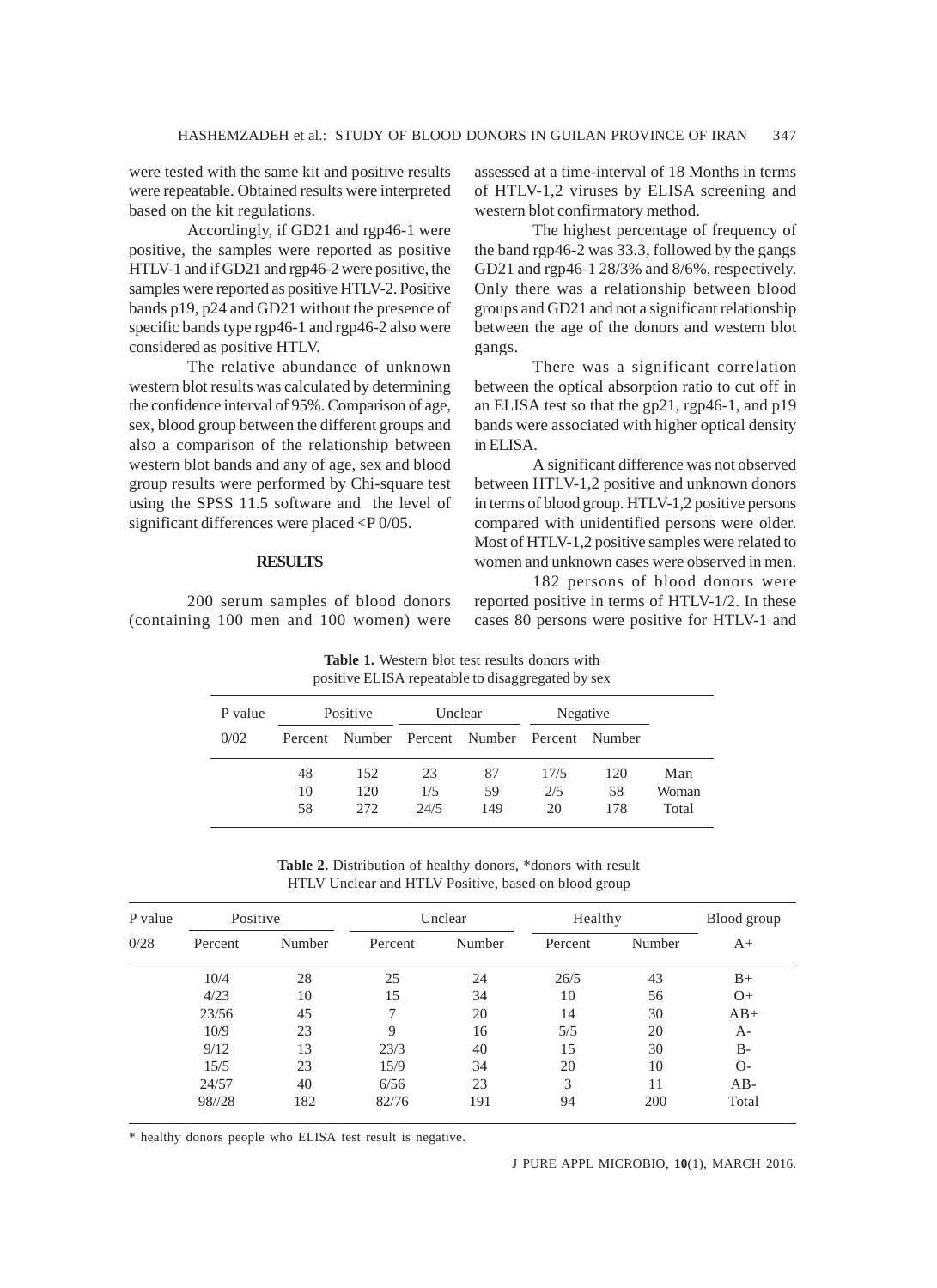were tested with the same kit and positive results were repeatable. Obtained results were interpreted based on the kit regulations.

Accordingly, if GD21 and rgp46-1 were positive, the samples were reported as positive HTLV-1 and if GD21 and rgp46-2 were positive, the samples were reported as positive HTLV-2. Positive bands p19, p24 and GD21 without the presence of specific bands type rgp46-1 and rgp46-2 also were considered as positive HTLV.

The relative abundance of unknown western blot results was calculated by determining the confidence interval of 95%. Comparison of age, sex, blood group between the different groups and also a comparison of the relationship between western blot bands and any of age, sex and blood group results were performed by Chi-square test using the SPSS 11.5 software and the level of significant differences were placed <P 0/05.

## RESULTS

200 serum samples of blood donors (containing 100 men and 100 women) were assessed at a time-interval of 18 Months in terms of HTLV-1,2 viruses by ELISA screening and western blot confirmatory method.

The highest percentage of frequency of the band rgp46-2 was 33.3, followed by the gangs GD21 and rgp46-1 28/3% and 8/6%, respectively. Only there was a relationship between blood groups and GD21 and not a significant relationship between the age of the donors and western blot gangs.

There was a significant correlation between the optical absorption ratio to cut off in an ELISA test so that the gp21, rgp46-1, and p19 bands were associated with higher optical density in ELISA.

A significant difference was not observed between HTLV-1,2 positive and unknown donors in terms of blood group. HTLV-1,2 positive persons compared with unidentified persons were older. Most of HTLV-1,2 positive samples were related to women and unknown cases were observed in men.

182 persons of blood donors were reported positive in terms of HTLV-1/2. In these cases 80 persons were positive for HTLV-1 and

**Table 1.** Western blot test results donors with positive ELISA repeatable to disaggregated by sex

| P value | Positive | | Unclear | | Negative | | |
|---|---|---|---|---|---|---|---|
| 0/02 | Percent | Number | Percent | Number | Percent | Number | |
| | 48 | 152 | 23 | 87 | 17/5 | 120 | Man |
| | 10 | 120 | 1/5 | 59 | 2/5 | 58 | Woman |
| | 58 | 272 | 24/5 | 149 | 20 | 178 | Total |

**Table 2.** Distribution of healthy donors, *donors with result HTLV Unclear and HTLV Positive, based on blood group

| P value | Positive | | Unclear | | Healthy | | Blood group |
|---|---|---|---|---|---|---|---|
| 0/28 | Percent | Number | Percent | Number | Percent | Number | A+ |
| | 10/4 | 28 | 25 | 24 | 26/5 | 43 | B+ |
| | 4/23 | 10 | 15 | 34 | 10 | 56 | O+ |
| | 23/56 | 45 | 7 | 20 | 14 | 30 | AB+ |
| | 10/9 | 23 | 9 | 16 | 5/5 | 20 | A- |
| | 9/12 | 13 | 23/3 | 40 | 15 | 30 | B- |
| | 15/5 | 23 | 15/9 | 34 | 20 | 10 | O- |
| | 24/57 | 40 | 6/56 | 23 | 3 | 11 | AB- |
| | 98//28 | 182 | 82/76 | 191 | 94 | 200 | Total |

\* healthy donors people who ELISA test result is negative.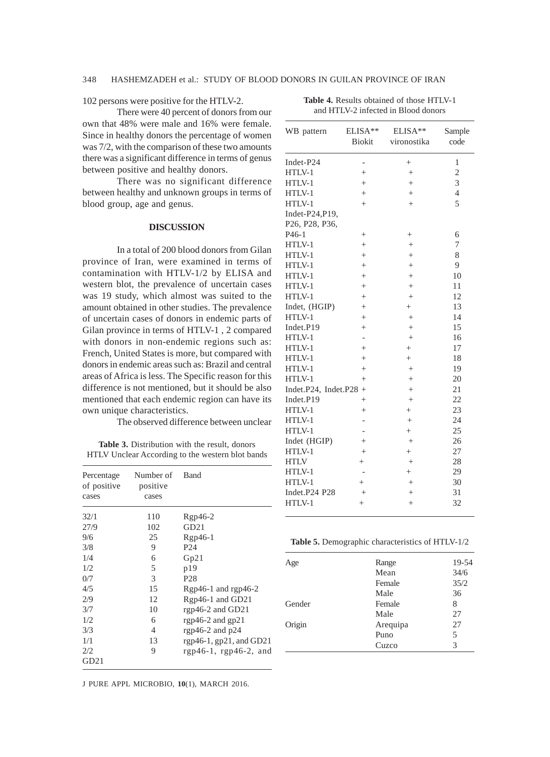102 persons were positive for the HTLV-2.

There were 40 percent of donors from our own that 48% were male and 16% were female. Since in healthy donors the percentage of women was 7/2, with the comparison of these two amounts there was a significant difference in terms of genus between positive and healthy donors.

There was no significant difference between healthy and unknown groups in terms of blood group, age and genus.

## DISCUSSION

In a total of 200 blood donors from Gilan province of Iran, were examined in terms of contamination with HTLV-1/2 by ELISA and western blot, the prevalence of uncertain cases was 19 study, which almost was suited to the amount obtained in other studies. The prevalence of uncertain cases of donors in endemic parts of Gilan province in terms of HTLV-1 , 2 compared with donors in non-endemic regions such as: French, United States is more, but compared with donors in endemic areas such as: Brazil and central areas of Africa is less. The Specific reason for this difference is not mentioned, but it should be also mentioned that each endemic region can have its own unique characteristics.

The observed difference between unclear

**Table 3.** Distribution with the result, donors HTLV Unclear According to the western blot bands

| Percentage of positive cases | Number of positive cases | Band |
|---|---|---|
| 32/1 | 110 | Rgp46-2 |
| 27/9 | 102 | GD21 |
| 9/6 | 25 | Rgp46-1 |
| 3/8 | 9 | P24 |
| 1/4 | 6 | Gp21 |
| 1/2 | 5 | p19 |
| 0/7 | 3 | P28 |
| 4/5 | 15 | Rgp46-1 and rgp46-2 |
| 2/9 | 12 | Rgp46-1 and GD21 |
| 3/7 | 10 | rgp46-2 and GD21 |
| 1/2 | 6 | rgp46-2 and gp21 |
| 3/3 | 4 | rgp46-2 and p24 |
| 1/1 | 13 | rgp46-1, gp21, and GD21 |
| 2/2 | 9 | rgp46-1, rgp46-2, and GD21 |

**Table 4.** Results obtained of those HTLV-1 and HTLV-2 infected in Blood donors

| WB pattern | ELISA** Biokit | ELISA** vironostika | Sample code |
|---|---|---|---|
| Indet-P24 | - | + | 1 |
| HTLV-1 | + | + | 2 |
| HTLV-1 | + | + | 3 |
| HTLV-1 | + | + | 4 |
| HTLV-1 | + | + | 5 |
| Indet-P24,P19, P26, P28, P36, P46-1 | + | + | 6 |
| HTLV-1 | + | + | 7 |
| HTLV-1 | + | + | 8 |
| HTLV-1 | + | + | 9 |
| HTLV-1 | + | + | 10 |
| HTLV-1 | + | + | 11 |
| HTLV-1 | + | + | 12 |
| Indet, (HGIP) | + | + | 13 |
| HTLV-1 | + | + | 14 |
| Indet.P19 | + | + | 15 |
| HTLV-1 | - | + | 16 |
| HTLV-1 | + | + | 17 |
| HTLV-1 | + | + | 18 |
| HTLV-1 | + | + | 19 |
| HTLV-1 | + | + | 20 |
| Indet.P24, Indet.P28 | + | + | 21 |
| Indet.P19 | + | + | 22 |
| HTLV-1 | + | + | 23 |
| HTLV-1 | - | + | 24 |
| HTLV-1 | - | + | 25 |
| Indet (HGIP) | + | + | 26 |
| HTLV-1 | + | + | 27 |
| HTLV | + | + | 28 |
| HTLV-1 | - | + | 29 |
| HTLV-1 | + | + | 30 |
| Indet.P24 P28 | + | + | 31 |
| HTLV-1 | + | + | 32 |

**Table 5.** Demographic characteristics of HTLV-1/2

| | | |
|---|---|---|
| Age | Range | 19-54 |
| | Mean | 34/6 |
| | Female | 35/2 |
| | Male | 36 |
| Gender | Female | 8 |
| | Male | 27 |
| Origin | Arequipa | 27 |
| | Puno | 5 |
| | Cuzco | 3 |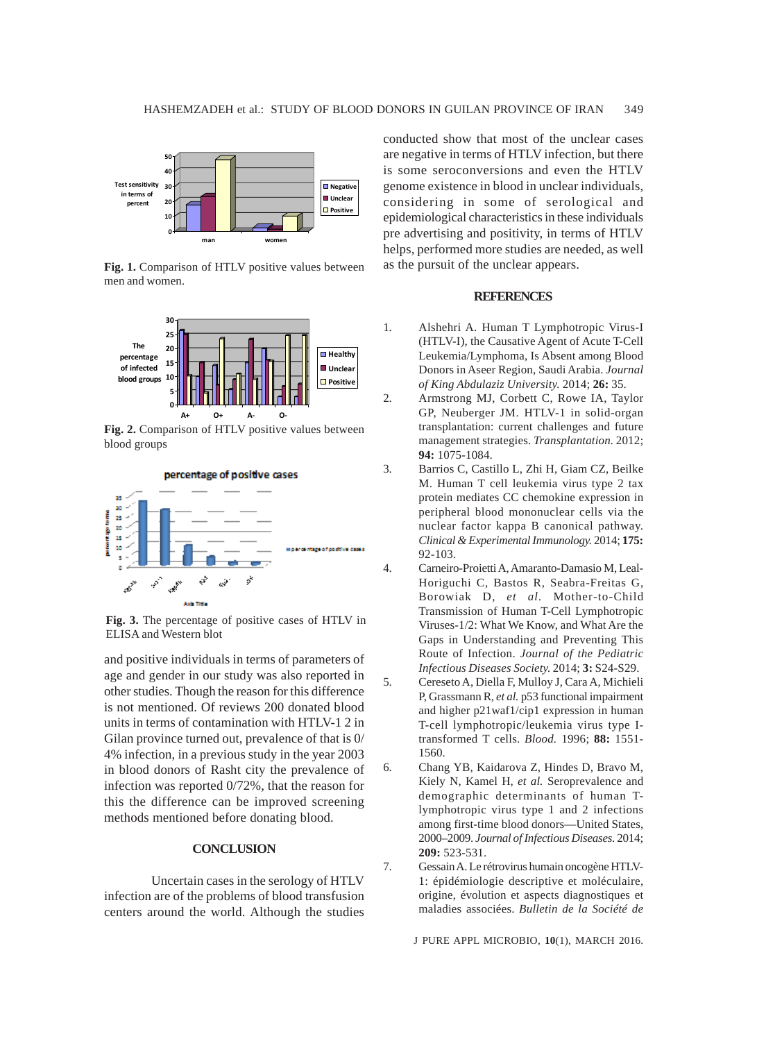Fig. 1. Comparison of HTLV positive values between men and women.

Fig. 2. Comparison of HTLV positive values between blood groups

Fig. 3. The percentage of positive cases of HTLV in ELISA and Western blot

and positive individuals in terms of parameters of age and gender in our study was also reported in other studies. Though the reason for this difference is not mentioned. Of reviews 200 donated blood units in terms of contamination with HTLV-1 2 in Gilan province turned out, prevalence of that is 0/4% infection, in a previous study in the year 2003 in blood donors of Rasht city the prevalence of infection was reported 0/72%, that the reason for this the difference can be improved screening methods mentioned before donating blood.

## CONCLUSION

Uncertain cases in the serology of HTLV infection are of the problems of blood transfusion centers around the world. Although the studies conducted show that most of the unclear cases are negative in terms of HTLV infection, but there is some seroconversions and even the HTLV genome existence in blood in unclear individuals, considering in some of serological and epidemiological characteristics in these individuals pre advertising and positivity, in terms of HTLV helps, performed more studies are needed, as well as the pursuit of the unclear appears.

## REFERENCES

1. Alshehri A. Human T Lymphotropic Virus-I (HTLV-I), the Causative Agent of Acute T-Cell Leukemia/Lymphoma, Is Absent among Blood Donors in Aseer Region, Saudi Arabia. *Journal of King Abdulaziz University.* 2014; **26:** 35.
2. Armstrong MJ, Corbett C, Rowe IA, Taylor GP, Neuberger JM. HTLV-1 in solid-organ transplantation: current challenges and future management strategies. *Transplantation.* 2012; **94:** 1075-1084.
3. Barrios C, Castillo L, Zhi H, Giam CZ, Beilke M. Human T cell leukemia virus type 2 tax protein mediates CC chemokine expression in peripheral blood mononuclear cells via the nuclear factor kappa B canonical pathway. *Clinical & Experimental Immunology.* 2014; **175:** 92-103.
4. Carneiro-Proietti A, Amaranto-Damasio M, Leal-Horiguchi C, Bastos R, Seabra-Freitas G, Borowiak D, *et al.* Mother-to-Child Transmission of Human T-Cell Lymphotropic Viruses-1/2: What We Know, and What Are the Gaps in Understanding and Preventing This Route of Infection. *Journal of the Pediatric Infectious Diseases Society.* 2014; **3:** S24-S29.
5. Cereseto A, Diella F, Mulloy J, Cara A, Michieli P, Grassmann R, *et al.* p53 functional impairment and higher p21waf1/cip1 expression in human T-cell lymphotropic/leukemia virus type I-transformed T cells. *Blood.* 1996; **88:** 1551-1560.
6. Chang YB, Kaidarova Z, Hindes D, Bravo M, Kiely N, Kamel H, *et al.* Seroprevalence and demographic determinants of human T-lymphotropic virus type 1 and 2 infections among first-time blood donors—United States, 2000–2009. *Journal of Infectious Diseases.* 2014; **209:** 523-531.
7. Gessain A. Le rétrovirus humain oncogène HTLV-1: épidémiologie descriptive et moléculaire, origine, évolution et aspects diagnostiques et maladies associées. *Bulletin de la Société de*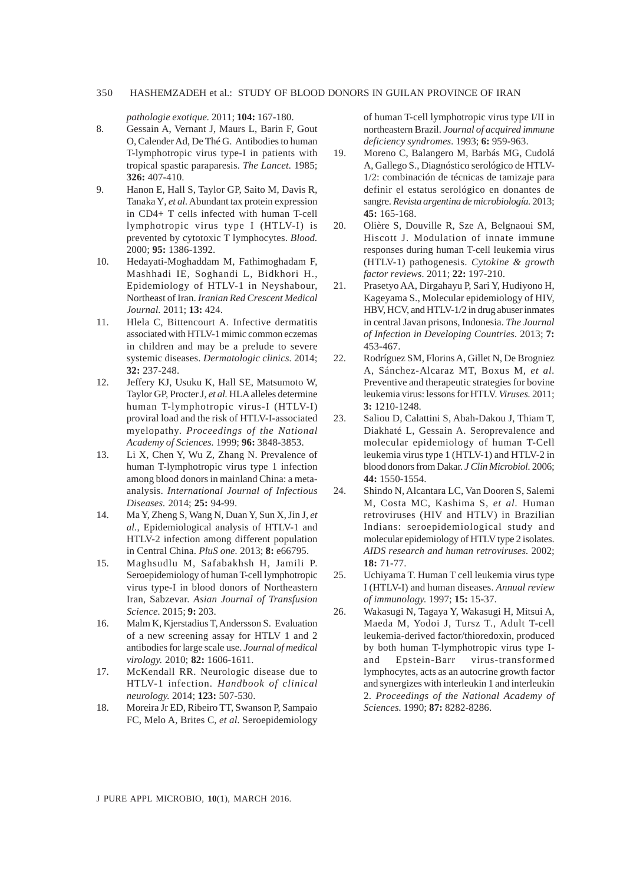*pathologie exotique.* 2011; **104:** 167-180.

8. Gessain A, Vernant J, Maurs L, Barin F, Gout O, Calender Ad, De Thé G. Antibodies to human T-lymphotropic virus type-I in patients with tropical spastic paraparesis. *The Lancet.* 1985; **326:** 407-410.
9. Hanon E, Hall S, Taylor GP, Saito M, Davis R, Tanaka Y, *et al.* Abundant tax protein expression in CD4+ T cells infected with human T-cell lymphotropic virus type I (HTLV-I) is prevented by cytotoxic T lymphocytes. *Blood.* 2000; **95:** 1386-1392.
10. Hedayati-Moghaddam M, Fathimoghadam F, Mashhadi IE, Soghandi L, Bidkhori H., Epidemiology of HTLV-1 in Neyshabour, Northeast of Iran. *Iranian Red Crescent Medical Journal.* 2011; **13:** 424.
11. Hlela C, Bittencourt A. Infective dermatitis associated with HTLV-1 mimic common eczemas in children and may be a prelude to severe systemic diseases. *Dermatologic clinics.* 2014; **32:** 237-248.
12. Jeffery KJ, Usuku K, Hall SE, Matsumoto W, Taylor GP, Procter J, *et al.* HLA alleles determine human T-lymphotropic virus-I (HTLV-I) proviral load and the risk of HTLV-I-associated myelopathy. *Proceedings of the National Academy of Sciences.* 1999; **96:** 3848-3853.
13. Li X, Chen Y, Wu Z, Zhang N. Prevalence of human T-lymphotropic virus type 1 infection among blood donors in mainland China: a meta-analysis. *International Journal of Infectious Diseases.* 2014; **25:** 94-99.
14. Ma Y, Zheng S, Wang N, Duan Y, Sun X, Jin J, *et al.*, Epidemiological analysis of HTLV-1 and HTLV-2 infection among different population in Central China. *PluS one.* 2013; **8:** e66795.
15. Maghsudlu M, Safabakhsh H, Jamili P. Seroepidemiology of human T-cell lymphotropic virus type-I in blood donors of Northeastern Iran, Sabzevar. *Asian Journal of Transfusion Science.* 2015; **9:** 203.
16. Malm K, Kjerstadius T, Andersson S. Evaluation of a new screening assay for HTLV 1 and 2 antibodies for large scale use. *Journal of medical virology.* 2010; **82:** 1606-1611.
17. McKendall RR. Neurologic disease due to HTLV-1 infection. *Handbook of clinical neurology.* 2014; **123:** 507-530.
18. Moreira Jr ED, Ribeiro TT, Swanson P, Sampaio FC, Melo A, Brites C, *et al.* Seroepidemiology of human T-cell lymphotropic virus type I/II in northeastern Brazil. *Journal of acquired immune deficiency syndromes.* 1993; **6:** 959-963.
19. Moreno C, Balangero M, Barbás MG, Cudolá A, Gallego S., Diagnóstico serológico de HTLV-1/2: combinación de técnicas de tamizaje para definir el estatus serológico en donantes de sangre. *Revista argentina de microbiología.* 2013; **45:** 165-168.
20. Olière S, Douville R, Sze A, Belgnaoui SM, Hiscott J. Modulation of innate immune responses during human T-cell leukemia virus (HTLV-1) pathogenesis. *Cytokine & growth factor reviews.* 2011; **22:** 197-210.
21. Prasetyo AA, Dirgahayu P, Sari Y, Hudiyono H, Kageyama S., Molecular epidemiology of HIV, HBV, HCV, and HTLV-1/2 in drug abuser inmates in central Javan prisons, Indonesia. *The Journal of Infection in Developing Countries.* 2013; **7:** 453-467.
22. Rodríguez SM, Florins A, Gillet N, De Brogniez A, Sánchez-Alcaraz MT, Boxus M, *et al.* Preventive and therapeutic strategies for bovine leukemia virus: lessons for HTLV. *Viruses.* 2011; **3:** 1210-1248.
23. Saliou D, Calattini S, Abah-Dakou J, Thiam T, Diakhaté L, Gessain A. Seroprevalence and molecular epidemiology of human T-Cell leukemia virus type 1 (HTLV-1) and HTLV-2 in blood donors from Dakar. *J Clin Microbiol.* 2006; **44:** 1550-1554.
24. Shindo N, Alcantara LC, Van Dooren S, Salemi M, Costa MC, Kashima S, *et al.* Human retroviruses (HIV and HTLV) in Brazilian Indians: seroepidemiological study and molecular epidemiology of HTLV type 2 isolates. *AIDS research and human retroviruses.* 2002; **18:** 71-77.
25. Uchiyama T. Human T cell leukemia virus type I (HTLV-I) and human diseases. *Annual review of immunology.* 1997; **15:** 15-37.
26. Wakasugi N, Tagaya Y, Wakasugi H, Mitsui A, Maeda M, Yodoi J, Tursz T., Adult T-cell leukemia-derived factor/thioredoxin, produced by both human T-lymphotropic virus type I- and Epstein-Barr virus-transformed lymphocytes, acts as an autocrine growth factor and synergizes with interleukin 1 and interleukin 2. *Proceedings of the National Academy of Sciences.* 1990; **87:** 8282-8286.